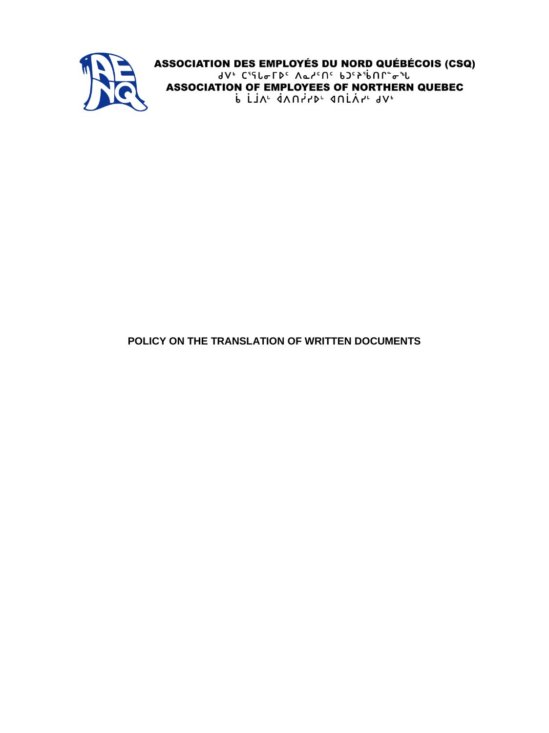**ASSOCIATION DES EMPLOYÉS DU NORD QUÉBÉCOIS (CSQ)**
ᑯᐯᒃ ᑕᕐᕋᒥᓂᒥᐅᑦ ᐱᓇᓱᑦᑎᑦ ᑲᑐᑦᔾᔨᕐᑲᑎᒌᙱᓐᖓ
**ASSOCIATION OF EMPLOYEES OF NORTHERN QUEBEC**
ᑳ ᒫᒨᐱᒡ ᐋᐱᑎᓰᓯᐅᒡ ᐊᑎᒫᐲᓯᒡ ᒍᐯᒃ

**POLICY ON THE TRANSLATION OF WRITTEN DOCUMENTS**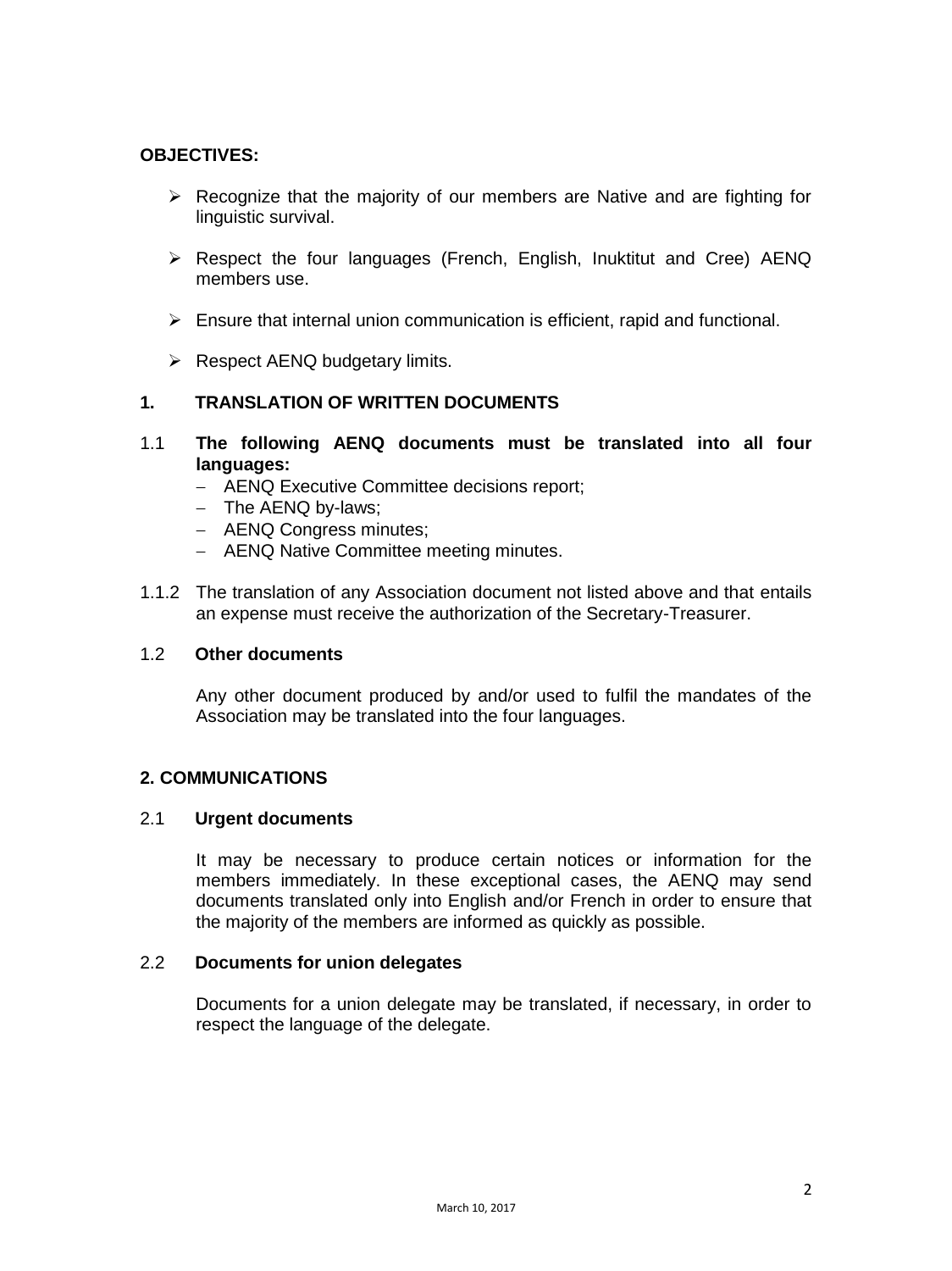**OBJECTIVES:**

- Recognize that the majority of our members are Native and are fighting for linguistic survival.
- Respect the four languages (French, English, Inuktitut and Cree) AENQ members use.
- Ensure that internal union communication is efficient, rapid and functional.
- Respect AENQ budgetary limits.

## 1. TRANSLATION OF WRITTEN DOCUMENTS

1.1 **The following AENQ documents must be translated into all four languages:**

- AENQ Executive Committee decisions report;
- The AENQ by-laws;
- AENQ Congress minutes;
- AENQ Native Committee meeting minutes.

1.1.2 The translation of any Association document not listed above and that entails an expense must receive the authorization of the Secretary-Treasurer.

1.2 **Other documents**

Any other document produced by and/or used to fulfil the mandates of the Association may be translated into the four languages.

## 2. COMMUNICATIONS

2.1 **Urgent documents**

It may be necessary to produce certain notices or information for the members immediately. In these exceptional cases, the AENQ may send documents translated only into English and/or French in order to ensure that the majority of the members are informed as quickly as possible.

2.2 **Documents for union delegates**

Documents for a union delegate may be translated, if necessary, in order to respect the language of the delegate.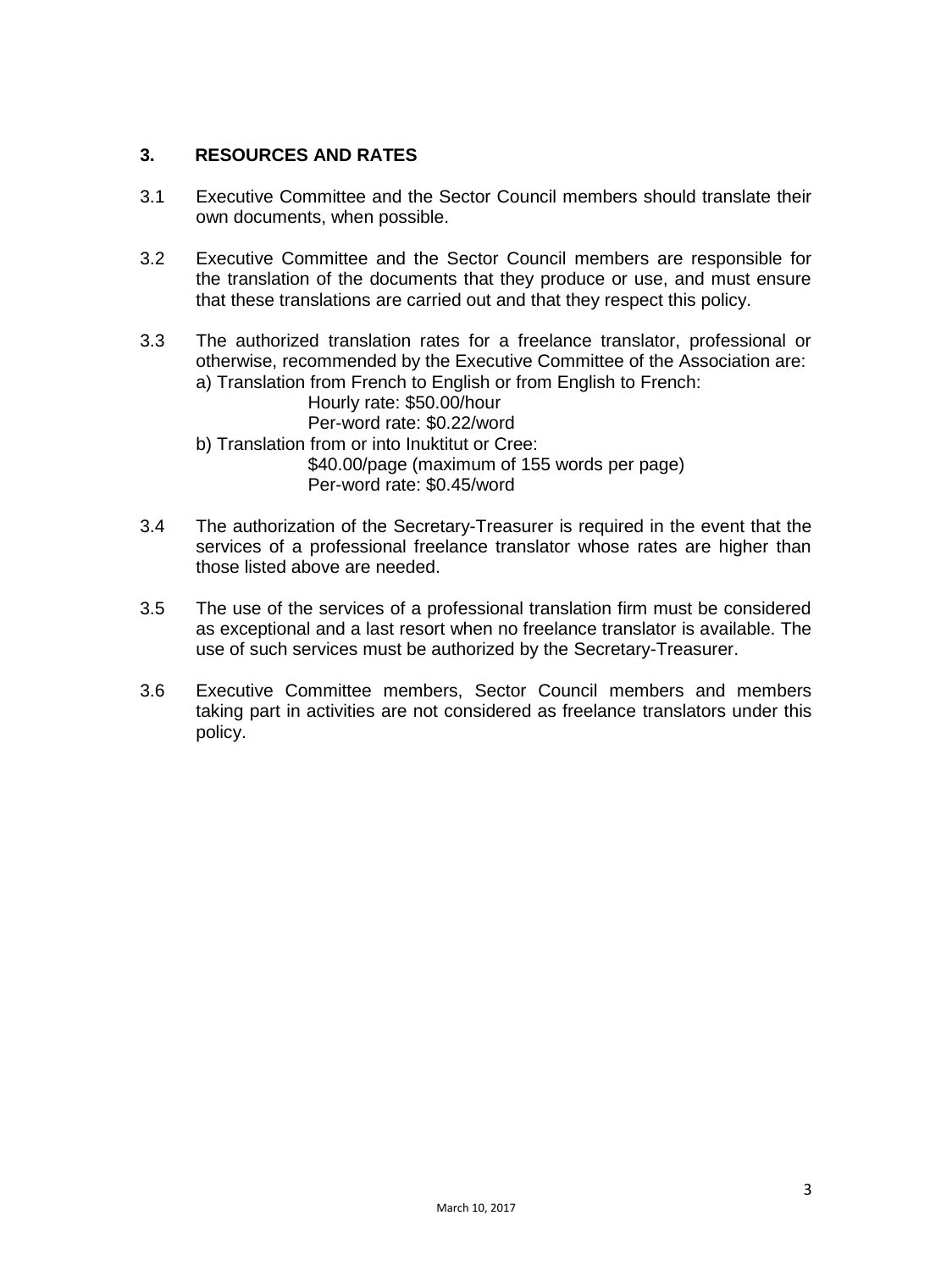## 3. RESOURCES AND RATES

3.1 Executive Committee and the Sector Council members should translate their own documents, when possible.

3.2 Executive Committee and the Sector Council members are responsible for the translation of the documents that they produce or use, and must ensure that these translations are carried out and that they respect this policy.

3.3 The authorized translation rates for a freelance translator, professional or otherwise, recommended by the Executive Committee of the Association are:

a) Translation from French to English or from English to French:

Hourly rate: $50.00/hour

Per-word rate: $0.22/word

b) Translation from or into Inuktitut or Cree:

$40.00/page (maximum of 155 words per page)

Per-word rate: $0.45/word

3.4 The authorization of the Secretary-Treasurer is required in the event that the services of a professional freelance translator whose rates are higher than those listed above are needed.

3.5 The use of the services of a professional translation firm must be considered as exceptional and a last resort when no freelance translator is available. The use of such services must be authorized by the Secretary-Treasurer.

3.6 Executive Committee members, Sector Council members and members taking part in activities are not considered as freelance translators under this policy.